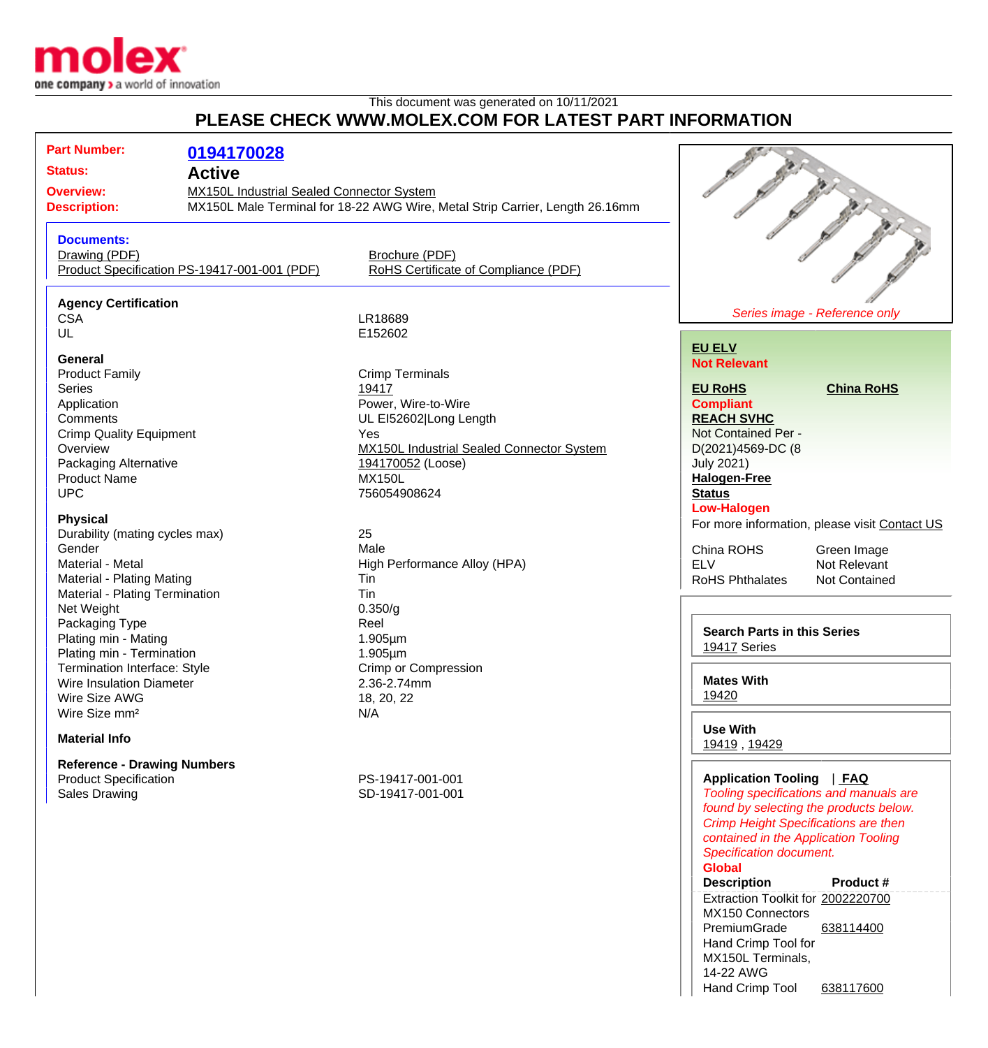This document was generated on 10/11/2021

# PLEASE CHECK WWW.MOLEX.COM FOR LATEST PART INFORMATION

**Part Number:** 0194170028

**Status:** **Active**

**Overview:** MX150L Industrial Sealed Connector System

**Description:** MX150L Male Terminal for 18-22 AWG Wire, Metal Strip Carrier, Length 26.16mm

**Documents:**

- Drawing (PDF)
- Product Specification PS-19417-001-001 (PDF)
- Brochure (PDF)
- RoHS Certificate of Compliance (PDF)

### Agency Certification

| | |
|---|---|
| CSA | LR18689 |
| UL | E152602 |

### General

| | |
|---|---|
| Product Family | Crimp Terminals |
| Series | 19417 |
| Application | Power, Wire-to-Wire |
| Comments | UL EI52602\|Long Length |
| Crimp Quality Equipment | Yes |
| Overview | MX150L Industrial Sealed Connector System |
| Packaging Alternative | 194170052 (Loose) |
| Product Name | MX150L |
| UPC | 756054908624 |

### Physical

| | |
|---|---|
| Durability (mating cycles max) | 25 |
| Gender | Male |
| Material - Metal | High Performance Alloy (HPA) |
| Material - Plating Mating | Tin |
| Material - Plating Termination | Tin |
| Net Weight | 0.350/g |
| Packaging Type | Reel |
| Plating min - Mating | 1.905µm |
| Plating min - Termination | 1.905µm |
| Termination Interface: Style | Crimp or Compression |
| Wire Insulation Diameter | 2.36-2.74mm |
| Wire Size AWG | 18, 20, 22 |
| Wire Size mm² | N/A |

### Material Info

### Reference - Drawing Numbers

| | |
|---|---|
| Product Specification | PS-19417-001-001 |
| Sales Drawing | SD-19417-001-001 |

*Series image - Reference only*

**EU ELV**
**Not Relevant**

**EU RoHS** — **China RoHS**
**Compliant**

**REACH SVHC**
Not Contained Per - D(2021)4569-DC (8 July 2021)

**Halogen-Free Status**
**Low-Halogen**

For more information, please visit Contact US

| | |
|---|---|
| China ROHS | Green Image |
| ELV | Not Relevant |
| RoHS Phthalates | Not Contained |

**Search Parts in this Series**
19417 Series

**Mates With**
19420

**Use With**
19419 , 19429

**Application Tooling** | FAQ

*Tooling specifications and manuals are found by selecting the products below. Crimp Height Specifications are then contained in the Application Tooling Specification document.*

**Global**

| Description | Product # |
|---|---|
| Extraction Toolkit for MX150 Connectors | 2002220700 |
| PremiumGrade Hand Crimp Tool for MX150L Terminals, 14-22 AWG | 638114400 |
| Hand Crimp Tool | 638117600 |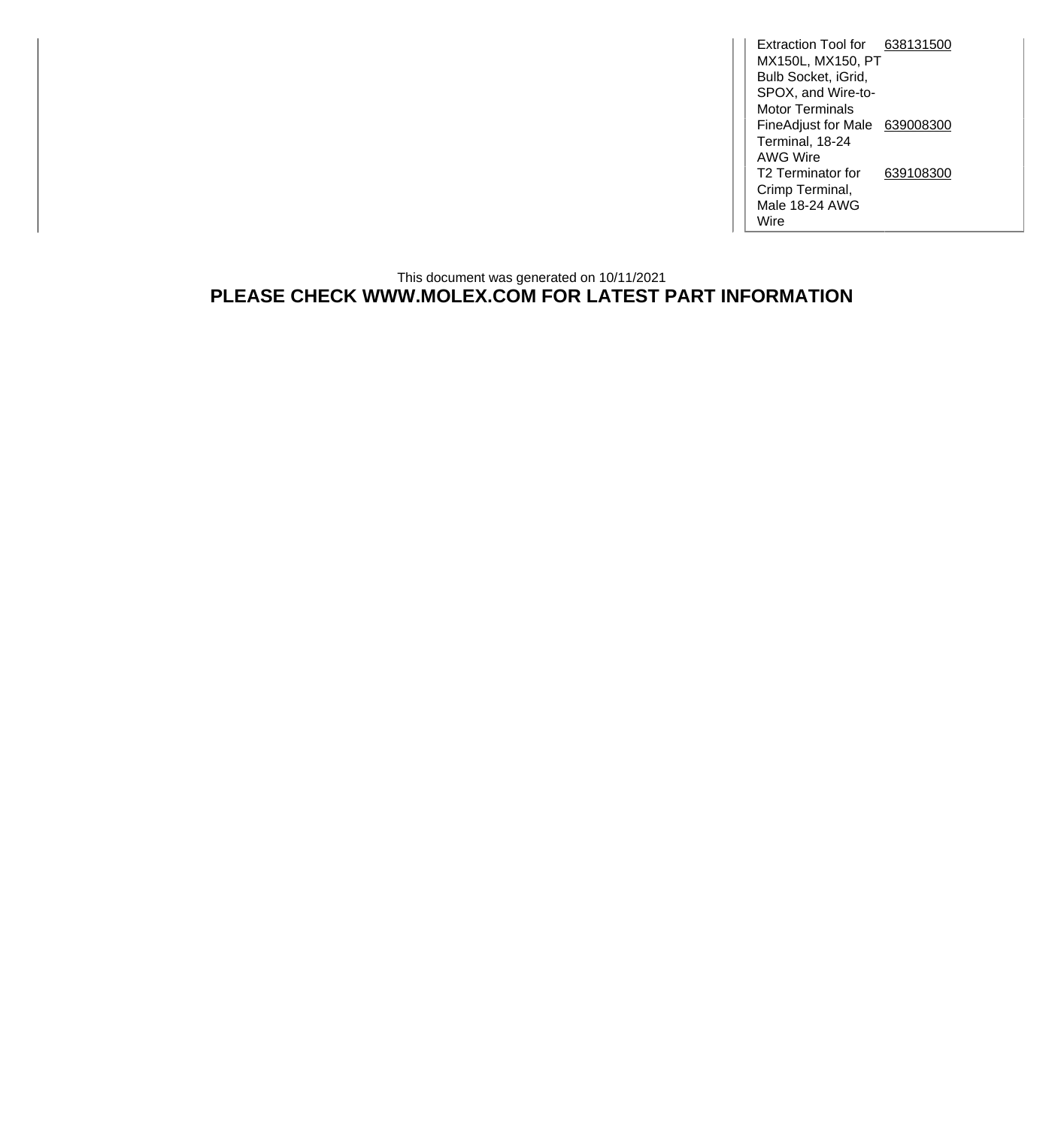| | |
|---|---|
| Extraction Tool for MX150L, MX150, PT Bulb Socket, iGrid, SPOX, and Wire-to-Motor Terminals | 638131500 |
| FineAdjust for Male Terminal, 18-24 AWG Wire | 639008300 |
| T2 Terminator for Crimp Terminal, Male 18-24 AWG Wire | 639108300 |

This document was generated on 10/11/2021

**PLEASE CHECK WWW.MOLEX.COM FOR LATEST PART INFORMATION**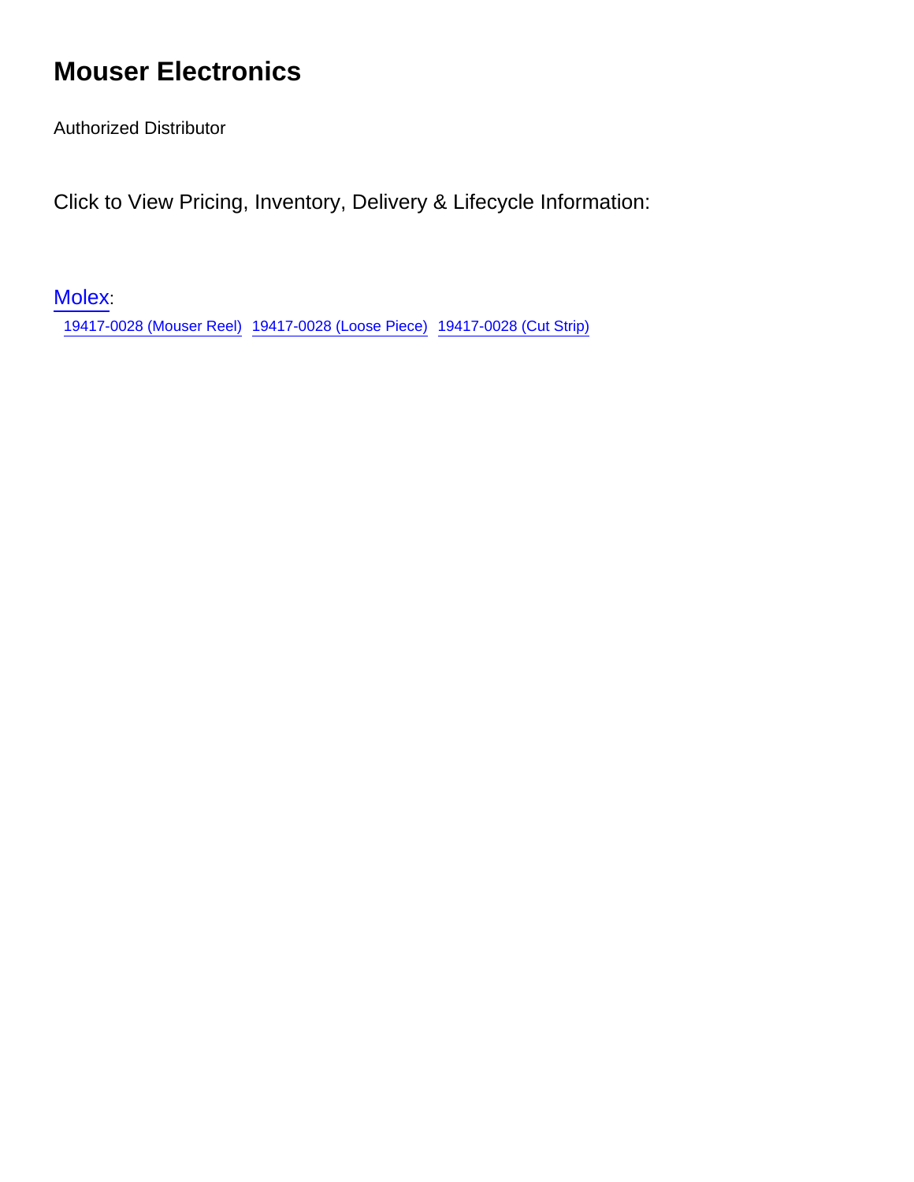# Mouser Electronics

Authorized Distributor

Click to View Pricing, Inventory, Delivery & Lifecycle Information:

Molex:

19417-0028 (Mouser Reel) 19417-0028 (Loose Piece) 19417-0028 (Cut Strip)